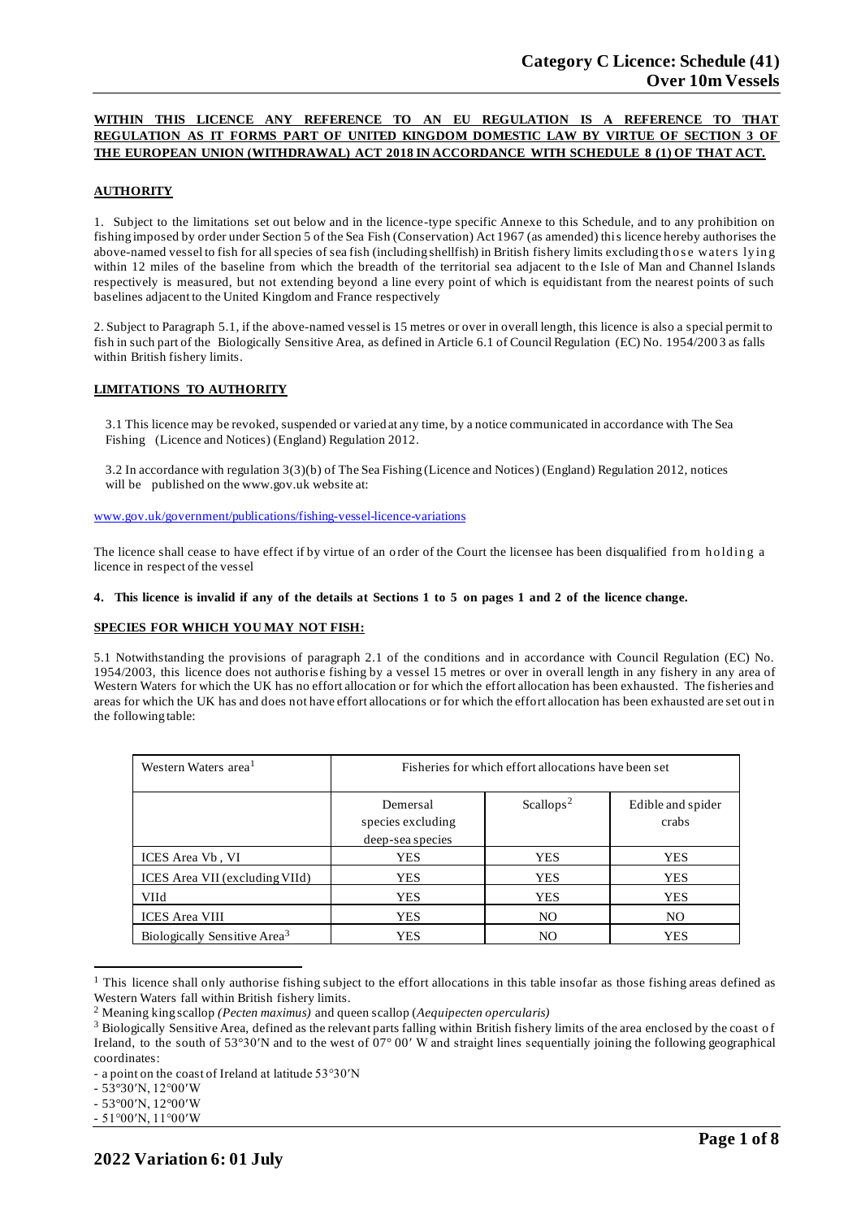# Category C Licence: Schedule (41)
## Over 10m Vessels

**WITHIN THIS LICENCE ANY REFERENCE TO AN EU REGULATION IS A REFERENCE TO THAT REGULATION AS IT FORMS PART OF UNITED KINGDOM DOMESTIC LAW BY VIRTUE OF SECTION 3 OF THE EUROPEAN UNION (WITHDRAWAL) ACT 2018 IN ACCORDANCE WITH SCHEDULE 8 (1) OF THAT ACT.**

**AUTHORITY**

1. Subject to the limitations set out below and in the licence-type specific Annexe to this Schedule, and to any prohibition on fishing imposed by order under Section 5 of the Sea Fish (Conservation) Act 1967 (as amended) this licence hereby authorises the above-named vessel to fish for all species of sea fish (including shellfish) in British fishery limits excluding those waters lying within 12 miles of the baseline from which the breadth of the territorial sea adjacent to the Isle of Man and Channel Islands respectively is measured, but not extending beyond a line every point of which is equidistant from the nearest points of such baselines adjacent to the United Kingdom and France respectively

2. Subject to Paragraph 5.1, if the above-named vessel is 15 metres or over in overall length, this licence is also a special permit to fish in such part of the Biologically Sensitive Area, as defined in Article 6.1 of Council Regulation (EC) No. 1954/2003 as falls within British fishery limits.

**LIMITATIONS TO AUTHORITY**

3.1 This licence may be revoked, suspended or varied at any time, by a notice communicated in accordance with The Sea Fishing (Licence and Notices) (England) Regulation 2012.

3.2 In accordance with regulation 3(3)(b) of The Sea Fishing (Licence and Notices) (England) Regulation 2012, notices will be published on the www.gov.uk website at:

www.gov.uk/government/publications/fishing-vessel-licence-variations

The licence shall cease to have effect if by virtue of an order of the Court the licensee has been disqualified from holding a licence in respect of the vessel

**4. This licence is invalid if any of the details at Sections 1 to 5 on pages 1 and 2 of the licence change.**

**SPECIES FOR WHICH YOU MAY NOT FISH:**

5.1 Notwithstanding the provisions of paragraph 2.1 of the conditions and in accordance with Council Regulation (EC) No. 1954/2003, this licence does not authorise fishing by a vessel 15 metres or over in overall length in any fishery in any area of Western Waters for which the UK has no effort allocation or for which the effort allocation has been exhausted. The fisheries and areas for which the UK has and does not have effort allocations or for which the effort allocation has been exhausted are set out in the following table:

| Western Waters area[1] | Fisheries for which effort allocations have been set | | |
|---|---|---|---|
| | Demersal species excluding deep-sea species | Scallops[2] | Edible and spider crabs |
| ICES Area Vb , VI | YES | YES | YES |
| ICES Area VII (excluding VIId) | YES | YES | YES |
| VIId | YES | YES | YES |
| ICES Area VIII | YES | NO | NO |
| Biologically Sensitive Area[3] | YES | NO | YES |

[1] This licence shall only authorise fishing subject to the effort allocations in this table insofar as those fishing areas defined as Western Waters fall within British fishery limits.

[2] Meaning king scallop *(Pecten maximus)* and queen scallop (*Aequipecten opercularis)*

[3] Biologically Sensitive Area, defined as the relevant parts falling within British fishery limits of the area enclosed by the coast of Ireland, to the south of 53°30′N and to the west of 07° 00′ W and straight lines sequentially joining the following geographical coordinates:

- a point on the coast of Ireland at latitude 53°30′N
- 53°30′N, 12°00′W
- 53°00′N, 12°00′W
- 51°00′N, 11°00′W

**2022 Variation 6: 01 July**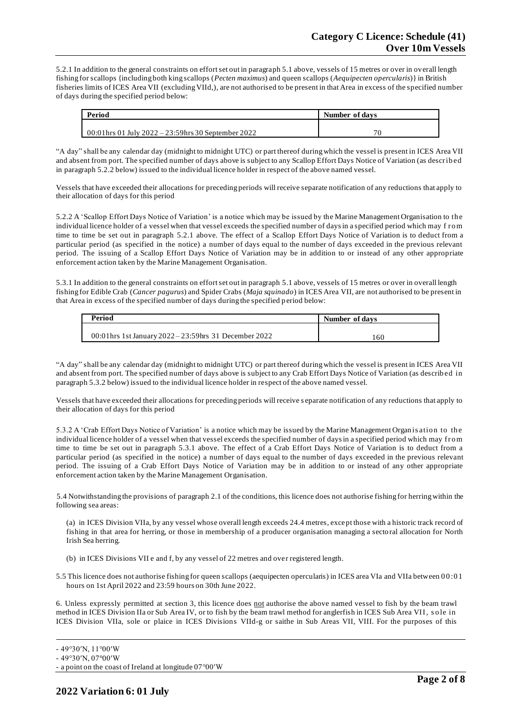5.2.1 In addition to the general constraints on effort set out in paragraph 5.1 above, vessels of 15 metres or over in overall length fishing for scallops {including both king scallops (*Pecten maximus*) and queen scallops (*Aequipecten opercularis*)} in British fisheries limits of ICES Area VII (excluding VIId,), are not authorised to be present in that Area in excess of the specified number of days during the specified period below:

| Period | Number of days |
|---|---|
| 00:01hrs 01 July 2022 – 23:59hrs 30 September 2022 | 70 |

"A day" shall be any calendar day (midnight to midnight UTC) or part thereof during which the vessel is present in ICES Area VII and absent from port. The specified number of days above is subject to any Scallop Effort Days Notice of Variation (as described in paragraph 5.2.2 below) issued to the individual licence holder in respect of the above named vessel.

Vessels that have exceeded their allocations for preceding periods will receive separate notification of any reductions that apply to their allocation of days for this period

5.2.2 A 'Scallop Effort Days Notice of Variation' is a notice which may be issued by the Marine Management Organisation to the individual licence holder of a vessel when that vessel exceeds the specified number of days in a specified period which may from time to time be set out in paragraph 5.2.1 above. The effect of a Scallop Effort Days Notice of Variation is to deduct from a particular period (as specified in the notice) a number of days equal to the number of days exceeded in the previous relevant period. The issuing of a Scallop Effort Days Notice of Variation may be in addition to or instead of any other appropriate enforcement action taken by the Marine Management Organisation.

5.3.1 In addition to the general constraints on effort set out in paragraph 5.1 above, vessels of 15 metres or over in overall length fishing for Edible Crab (*Cancer pagurus*) and Spider Crabs (*Maja squinado*) in ICES Area VII, are not authorised to be present in that Area in excess of the specified number of days during the specified period below:

| Period | Number of days |
|---|---|
| 00:01hrs 1st January 2022 – 23:59hrs 31 December 2022 | 160 |

"A day" shall be any calendar day (midnight to midnight UTC) or part thereof during which the vessel is present in ICES Area VII and absent from port. The specified number of days above is subject to any Crab Effort Days Notice of Variation (as described in paragraph 5.3.2 below) issued to the individual licence holder in respect of the above named vessel.

Vessels that have exceeded their allocations for preceding periods will receive separate notification of any reductions that apply to their allocation of days for this period

5.3.2 A 'Crab Effort Days Notice of Variation' is a notice which may be issued by the Marine Management Organisation to the individual licence holder of a vessel when that vessel exceeds the specified number of days in a specified period which may from time to time be set out in paragraph 5.3.1 above. The effect of a Crab Effort Days Notice of Variation is to deduct from a particular period (as specified in the notice) a number of days equal to the number of days exceeded in the previous relevant period. The issuing of a Crab Effort Days Notice of Variation may be in addition to or instead of any other appropriate enforcement action taken by the Marine Management Organisation.

5.4 Notwithstanding the provisions of paragraph 2.1 of the conditions, this licence does not authorise fishing for herring within the following sea areas:

(a) in ICES Division VIIa, by any vessel whose overall length exceeds 24.4 metres, except those with a historic track record of fishing in that area for herring, or those in membership of a producer organisation managing a sectoral allocation for North Irish Sea herring.

(b) in ICES Divisions VII e and f, by any vessel of 22 metres and over registered length.

5.5 This licence does not authorise fishing for queen scallops (aequipecten opercularis) in ICES area VIa and VIIa between 00:01 hours on 1st April 2022 and 23:59 hours on 30th June 2022.

6. Unless expressly permitted at section 3, this licence does not authorise the above named vessel to fish by the beam trawl method in ICES Division IIa or Sub Area IV, or to fish by the beam trawl method for anglerfish in ICES Sub Area VII, sole in ICES Division VIIa, sole or plaice in ICES Divisions VIId-g or saithe in Sub Areas VII, VIII. For the purposes of this

- 49°30′N, 11°00′W
- 49°30′N, 07°00′W
- a point on the coast of Ireland at longitude 07°00′W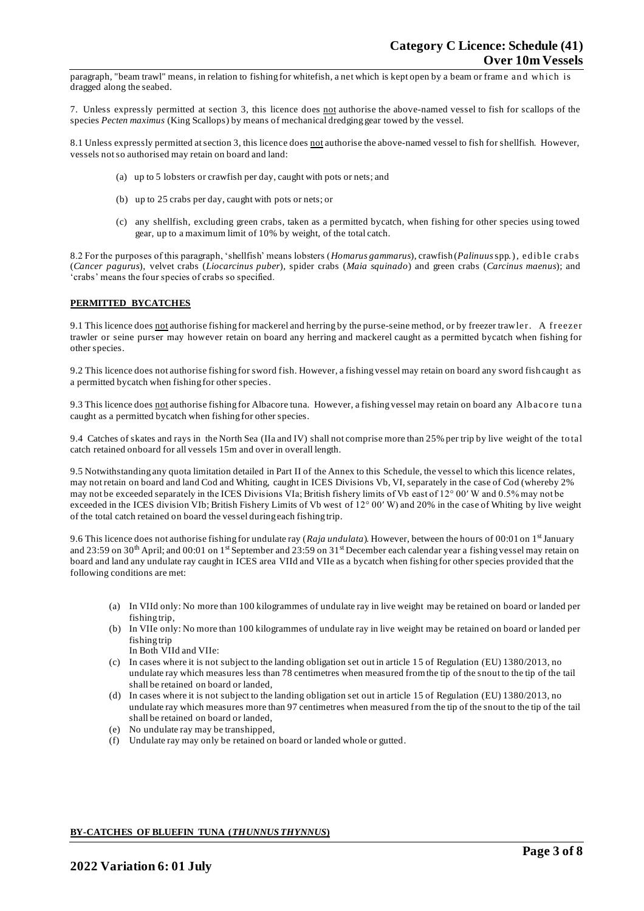paragraph, "beam trawl" means, in relation to fishing for whitefish, a net which is kept open by a beam or frame and which is dragged along the seabed.

7. Unless expressly permitted at section 3, this licence does not authorise the above-named vessel to fish for scallops of the species *Pecten maximus* (King Scallops) by means of mechanical dredging gear towed by the vessel.

8.1 Unless expressly permitted at section 3, this licence does not authorise the above-named vessel to fish for shellfish. However, vessels not so authorised may retain on board and land:

(a) up to 5 lobsters or crawfish per day, caught with pots or nets; and

(b) up to 25 crabs per day, caught with pots or nets; or

(c) any shellfish, excluding green crabs, taken as a permitted bycatch, when fishing for other species using towed gear, up to a maximum limit of 10% by weight, of the total catch.

8.2 For the purposes of this paragraph, 'shellfish' means lobsters (*Homarus gammarus*), crawfish (*Palinuus* spp.), edible crabs (*Cancer pagurus*), velvet crabs (*Liocarcinus puber*), spider crabs (*Maia squinado*) and green crabs (*Carcinus maenus*); and 'crabs' means the four species of crabs so specified.

**PERMITTED BYCATCHES**

9.1 This licence does not authorise fishing for mackerel and herring by the purse-seine method, or by freezer trawler. A freezer trawler or seine purser may however retain on board any herring and mackerel caught as a permitted bycatch when fishing for other species.

9.2 This licence does not authorise fishing for sword fish. However, a fishing vessel may retain on board any sword fish caught as a permitted bycatch when fishing for other species.

9.3 This licence does not authorise fishing for Albacore tuna. However, a fishing vessel may retain on board any Albacore tuna caught as a permitted bycatch when fishing for other species.

9.4 Catches of skates and rays in the North Sea (IIa and IV) shall not comprise more than 25% per trip by live weight of the total catch retained onboard for all vessels 15m and over in overall length.

9.5 Notwithstanding any quota limitation detailed in Part II of the Annex to this Schedule, the vessel to which this licence relates, may not retain on board and land Cod and Whiting, caught in ICES Divisions Vb, VI, separately in the case of Cod (whereby 2% may not be exceeded separately in the ICES Divisions VIa; British fishery limits of Vb east of 12° 00′ W and 0.5% may not be exceeded in the ICES division VIb; British Fishery Limits of Vb west of 12° 00′ W) and 20% in the case of Whiting by live weight of the total catch retained on board the vessel during each fishing trip.

9.6 This licence does not authorise fishing for undulate ray (*Raja undulata*). However, between the hours of 00:01 on 1st January and 23:59 on 30th April; and 00:01 on 1st September and 23:59 on 31st December each calendar year a fishing vessel may retain on board and land any undulate ray caught in ICES area VIId and VIIe as a bycatch when fishing for other species provided that the following conditions are met:

(a) In VIId only: No more than 100 kilogrammes of undulate ray in live weight may be retained on board or landed per fishing trip,

(b) In VIIe only: No more than 100 kilogrammes of undulate ray in live weight may be retained on board or landed per fishing trip

In Both VIId and VIIe:

(c) In cases where it is not subject to the landing obligation set out in article 15 of Regulation (EU) 1380/2013, no undulate ray which measures less than 78 centimetres when measured from the tip of the snout to the tip of the tail shall be retained on board or landed,

(d) In cases where it is not subject to the landing obligation set out in article 15 of Regulation (EU) 1380/2013, no undulate ray which measures more than 97 centimetres when measured from the tip of the snout to the tip of the tail shall be retained on board or landed,

(e) No undulate ray may be transhipped,

(f) Undulate ray may only be retained on board or landed whole or gutted.

**BY-CATCHES OF BLUEFIN TUNA (*THUNNUS THYNNUS*)**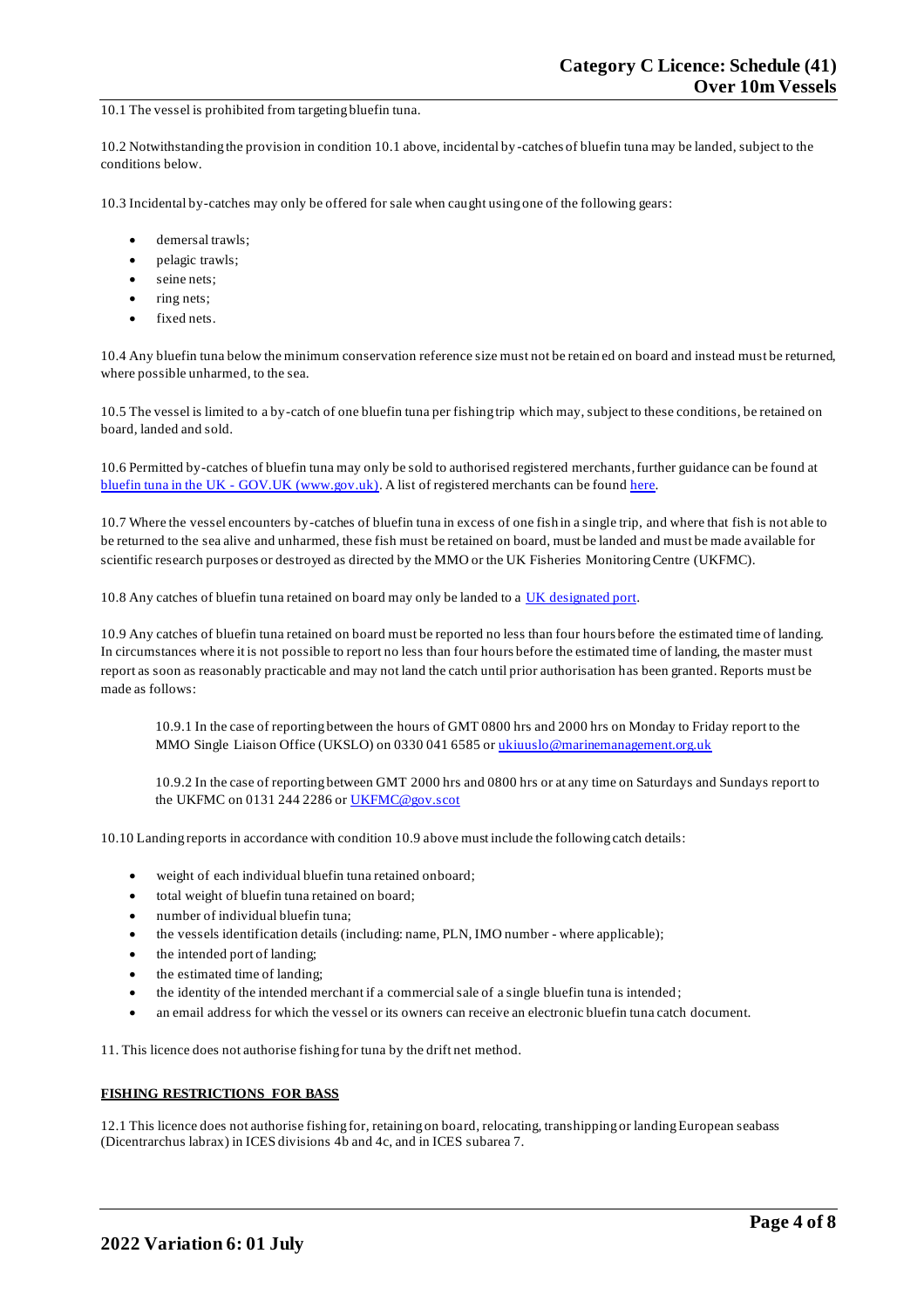10.1 The vessel is prohibited from targeting bluefin tuna.

10.2 Notwithstanding the provision in condition 10.1 above, incidental by-catches of bluefin tuna may be landed, subject to the conditions below.

10.3 Incidental by-catches may only be offered for sale when caught using one of the following gears:

- demersal trawls;
- pelagic trawls;
- seine nets;
- ring nets;
- fixed nets.

10.4 Any bluefin tuna below the minimum conservation reference size must not be retained on board and instead must be returned, where possible unharmed, to the sea.

10.5 The vessel is limited to a by-catch of one bluefin tuna per fishing trip which may, subject to these conditions, be retained on board, landed and sold.

10.6 Permitted by-catches of bluefin tuna may only be sold to authorised registered merchants, further guidance can be found at [bluefin tuna in the UK - GOV.UK (www.gov.uk)](). A list of registered merchants can be found [here]().

10.7 Where the vessel encounters by-catches of bluefin tuna in excess of one fish in a single trip, and where that fish is not able to be returned to the sea alive and unharmed, these fish must be retained on board, must be landed and must be made available for scientific research purposes or destroyed as directed by the MMO or the UK Fisheries Monitoring Centre (UKFMC).

10.8 Any catches of bluefin tuna retained on board may only be landed to a [UK designated port]().

10.9 Any catches of bluefin tuna retained on board must be reported no less than four hours before the estimated time of landing. In circumstances where it is not possible to report no less than four hours before the estimated time of landing, the master must report as soon as reasonably practicable and may not land the catch until prior authorisation has been granted. Reports must be made as follows:

> 10.9.1 In the case of reporting between the hours of GMT 0800 hrs and 2000 hrs on Monday to Friday report to the MMO Single Liaison Office (UKSLO) on 0330 041 6585 or ukiuuslo@marinemanagement.org.uk
>
> 10.9.2 In the case of reporting between GMT 2000 hrs and 0800 hrs or at any time on Saturdays and Sundays report to the UKFMC on 0131 244 2286 or UKFMC@gov.scot

10.10 Landing reports in accordance with condition 10.9 above must include the following catch details:

- weight of each individual bluefin tuna retained onboard;
- total weight of bluefin tuna retained on board;
- number of individual bluefin tuna;
- the vessels identification details (including: name, PLN, IMO number - where applicable);
- the intended port of landing;
- the estimated time of landing;
- the identity of the intended merchant if a commercial sale of a single bluefin tuna is intended;
- an email address for which the vessel or its owners can receive an electronic bluefin tuna catch document.

11. This licence does not authorise fishing for tuna by the drift net method.

## FISHING RESTRICTIONS FOR BASS

12.1 This licence does not authorise fishing for, retaining on board, relocating, transhipping or landing European seabass (Dicentrarchus labrax) in ICES divisions 4b and 4c, and in ICES subarea 7.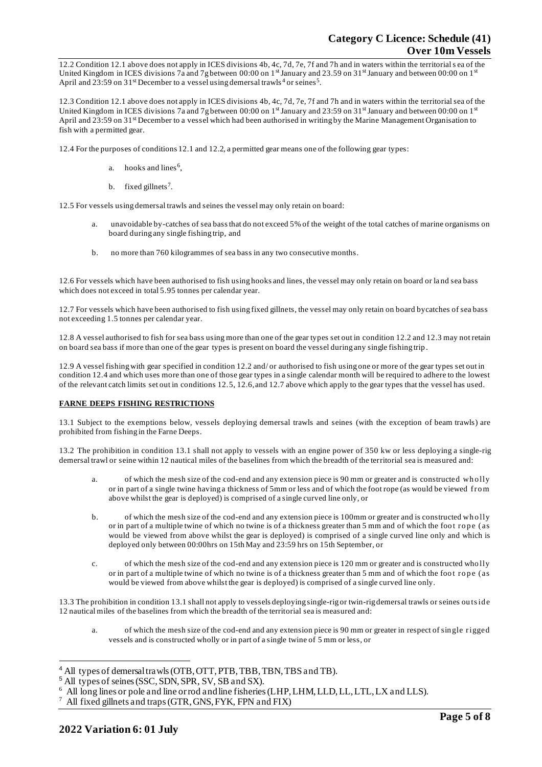12.2 Condition 12.1 above does not apply in ICES divisions 4b, 4c, 7d, 7e, 7f and 7h and in waters within the territorial sea of the United Kingdom in ICES divisions 7a and 7g between 00:00 on 1st January and 23.59 on 31st January and between 00:00 on 1st April and 23:59 on 31st December to a vessel using demersal trawls[4] or seines[5].

12.3 Condition 12.1 above does not apply in ICES divisions 4b, 4c, 7d, 7e, 7f and 7h and in waters within the territorial sea of the United Kingdom in ICES divisions 7a and 7g between 00:00 on 1st January and 23:59 on 31st January and between 00:00 on 1st April and 23:59 on 31st December to a vessel which had been authorised in writing by the Marine Management Organisation to fish with a permitted gear.

12.4 For the purposes of conditions 12.1 and 12.2, a permitted gear means one of the following gear types:

a. hooks and lines[6],

b. fixed gillnets[7].

12.5 For vessels using demersal trawls and seines the vessel may only retain on board:

a. unavoidable by-catches of sea bass that do not exceed 5% of the weight of the total catches of marine organisms on board during any single fishing trip, and

b. no more than 760 kilogrammes of sea bass in any two consecutive months.

12.6 For vessels which have been authorised to fish using hooks and lines, the vessel may only retain on board or land sea bass which does not exceed in total 5.95 tonnes per calendar year.

12.7 For vessels which have been authorised to fish using fixed gillnets, the vessel may only retain on board bycatches of sea bass not exceeding 1.5 tonnes per calendar year.

12.8 A vessel authorised to fish for sea bass using more than one of the gear types set out in condition 12.2 and 12.3 may not retain on board sea bass if more than one of the gear types is present on board the vessel during any single fishing trip.

12.9 A vessel fishing with gear specified in condition 12.2 and/ or authorised to fish using one or more of the gear types set out in condition 12.4 and which uses more than one of those gear types in a single calendar month will be required to adhere to the lowest of the relevant catch limits set out in conditions 12.5, 12.6, and 12.7 above which apply to the gear types that the vessel has used.

**FARNE DEEPS FISHING RESTRICTIONS**

13.1 Subject to the exemptions below, vessels deploying demersal trawls and seines (with the exception of beam trawls) are prohibited from fishing in the Farne Deeps.

13.2 The prohibition in condition 13.1 shall not apply to vessels with an engine power of 350 kw or less deploying a single-rig demersal trawl or seine within 12 nautical miles of the baselines from which the breadth of the territorial sea is measured and:

a. of which the mesh size of the cod-end and any extension piece is 90 mm or greater and is constructed wholly or in part of a single twine having a thickness of 5mm or less and of which the foot rope (as would be viewed from above whilst the gear is deployed) is comprised of a single curved line only, or

b. of which the mesh size of the cod-end and any extension piece is 100mm or greater and is constructed wholly or in part of a multiple twine of which no twine is of a thickness greater than 5 mm and of which the foot rope (as would be viewed from above whilst the gear is deployed) is comprised of a single curved line only and which is deployed only between 00:00hrs on 15th May and 23:59 hrs on 15th September, or

c. of which the mesh size of the cod-end and any extension piece is 120 mm or greater and is constructed wholly or in part of a multiple twine of which no twine is of a thickness greater than 5 mm and of which the foot rope (as would be viewed from above whilst the gear is deployed) is comprised of a single curved line only.

13.3 The prohibition in condition 13.1 shall not apply to vessels deploying single-rig or twin-rig demersal trawls or seines outside 12 nautical miles of the baselines from which the breadth of the territorial sea is measured and:

a. of which the mesh size of the cod-end and any extension piece is 90 mm or greater in respect of single rigged vessels and is constructed wholly or in part of a single twine of 5 mm or less, or

---

[4] All types of demersal trawls (OTB, OTT, PTB, TBB, TBN, TBS and TB).

[5] All types of seines (SSC, SDN, SPR, SV, SB and SX).

[6] All long lines or pole and line or rod and line fisheries (LHP, LHM, LLD, LL, LTL, LX and LLS).

[7] All fixed gillnets and traps (GTR, GNS, FYK, FPN and FIX)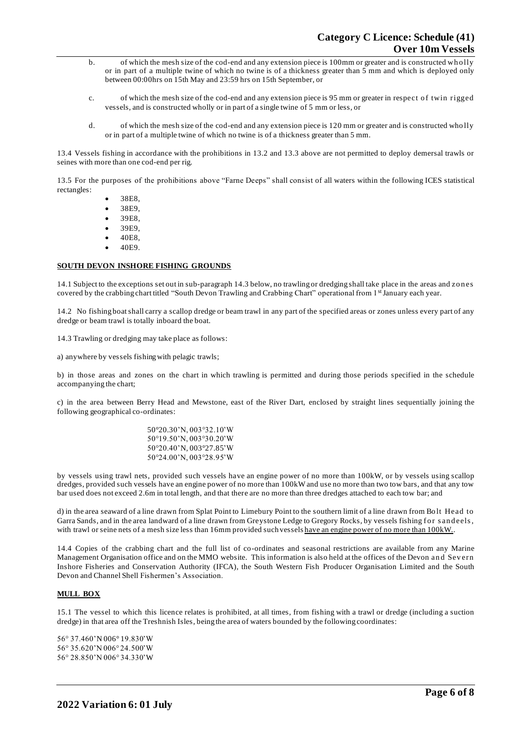b. of which the mesh size of the cod-end and any extension piece is 100mm or greater and is constructed wholly or in part of a multiple twine of which no twine is of a thickness greater than 5 mm and which is deployed only between 00:00hrs on 15th May and 23:59 hrs on 15th September, or

c. of which the mesh size of the cod-end and any extension piece is 95 mm or greater in respect of twin rigged vessels, and is constructed wholly or in part of a single twine of 5 mm or less, or

d. of which the mesh size of the cod-end and any extension piece is 120 mm or greater and is constructed wholly or in part of a multiple twine of which no twine is of a thickness greater than 5 mm.

13.4 Vessels fishing in accordance with the prohibitions in 13.2 and 13.3 above are not permitted to deploy demersal trawls or seines with more than one cod-end per rig.

13.5 For the purposes of the prohibitions above "Farne Deeps" shall consist of all waters within the following ICES statistical rectangles:

- 38E8,
- 38E9,
- 39E8,
- 39E9,
- 40E8,
- 40E9.

**SOUTH DEVON INSHORE FISHING GROUNDS**

14.1 Subject to the exceptions set out in sub-paragraph 14.3 below, no trawling or dredging shall take place in the areas and zones covered by the crabbing chart titled "South Devon Trawling and Crabbing Chart" operational from 1st January each year.

14.2 No fishing boat shall carry a scallop dredge or beam trawl in any part of the specified areas or zones unless every part of any dredge or beam trawl is totally inboard the boat.

14.3 Trawling or dredging may take place as follows:

a) anywhere by vessels fishing with pelagic trawls;

b) in those areas and zones on the chart in which trawling is permitted and during those periods specified in the schedule accompanying the chart;

c) in the area between Berry Head and Mewstone, east of the River Dart, enclosed by straight lines sequentially joining the following geographical co-ordinates:

50°20.30'N, 003°32.10'W
50°19.50'N, 003°30.20'W
50°20.40'N, 003°27.85'W
50°24.00'N, 003°28.95'W

by vessels using trawl nets, provided such vessels have an engine power of no more than 100kW, or by vessels using scallop dredges, provided such vessels have an engine power of no more than 100kW and use no more than two tow bars, and that any tow bar used does not exceed 2.6m in total length, and that there are no more than three dredges attached to each tow bar; and

d) in the area seaward of a line drawn from Splat Point to Limebury Point to the southern limit of a line drawn from Bolt Head to Garra Sands, and in the area landward of a line drawn from Greystone Ledge to Gregory Rocks, by vessels fishing for sandeels, with trawl or seine nets of a mesh size less than 16mm provided such vessels have an engine power of no more than 100kW..

14.4 Copies of the crabbing chart and the full list of co-ordinates and seasonal restrictions are available from any Marine Management Organisation office and on the MMO website. This information is also held at the offices of the Devon and Severn Inshore Fisheries and Conservation Authority (IFCA), the South Western Fish Producer Organisation Limited and the South Devon and Channel Shell Fishermen's Association.

**MULL BOX**

15.1 The vessel to which this licence relates is prohibited, at all times, from fishing with a trawl or dredge (including a suction dredge) in that area off the Treshnish Isles, being the area of waters bounded by the following coordinates:

56° 37.460'N 006° 19.830'W
56° 35.620'N 006° 24.500'W
56° 28.850'N 006° 34.330'W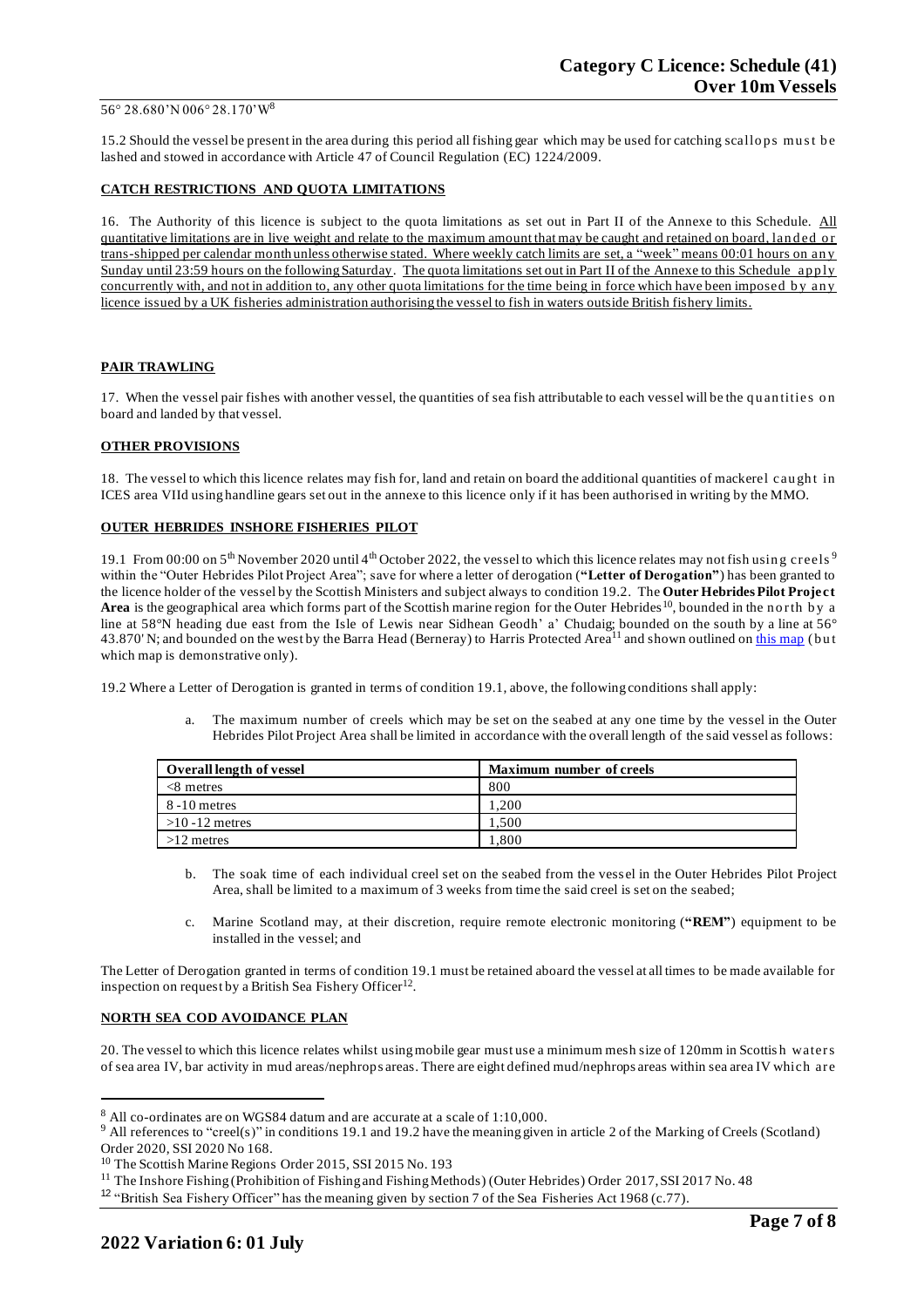56° 28.680’N 006° 28.170’W[8]

15.2 Should the vessel be present in the area during this period all fishing gear which may be used for catching scallops must be lashed and stowed in accordance with Article 47 of Council Regulation (EC) 1224/2009.

**CATCH RESTRICTIONS AND QUOTA LIMITATIONS**

16. The Authority of this licence is subject to the quota limitations as set out in Part II of the Annexe to this Schedule. All quantitative limitations are in live weight and relate to the maximum amount that may be caught and retained on board, landed or trans-shipped per calendar month unless otherwise stated. Where weekly catch limits are set, a “week” means 00:01 hours on any Sunday until 23:59 hours on the following Saturday. The quota limitations set out in Part II of the Annexe to this Schedule apply concurrently with, and not in addition to, any other quota limitations for the time being in force which have been imposed by any licence issued by a UK fisheries administration authorising the vessel to fish in waters outside British fishery limits.

**PAIR TRAWLING**

17. When the vessel pair fishes with another vessel, the quantities of sea fish attributable to each vessel will be the quantities on board and landed by that vessel.

**OTHER PROVISIONS**

18. The vessel to which this licence relates may fish for, land and retain on board the additional quantities of mackerel caught in ICES area VIId using handline gears set out in the annexe to this licence only if it has been authorised in writing by the MMO.

**OUTER HEBRIDES INSHORE FISHERIES PILOT**

19.1 From 00:00 on 5th November 2020 until 4th October 2022, the vessel to which this licence relates may not fish using creels[9] within the “Outer Hebrides Pilot Project Area”; save for where a letter of derogation (**“Letter of Derogation”**) has been granted to the licence holder of the vessel by the Scottish Ministers and subject always to condition 19.2. The **Outer Hebrides Pilot Project Area** is the geographical area which forms part of the Scottish marine region for the Outer Hebrides[10], bounded in the north by a line at 58°N heading due east from the Isle of Lewis near Sidhean Geodh’ a’ Chudaig; bounded on the south by a line at 56° 43.870' N; and bounded on the west by the Barra Head (Berneray) to Harris Protected Area[11] and shown outlined on this map (but which map is demonstrative only).

19.2 Where a Letter of Derogation is granted in terms of condition 19.1, above, the following conditions shall apply:

a. The maximum number of creels which may be set on the seabed at any one time by the vessel in the Outer Hebrides Pilot Project Area shall be limited in accordance with the overall length of the said vessel as follows:

| Overall length of vessel | Maximum number of creels |
|---|---|
| <8 metres | 800 |
| 8 -10 metres | 1,200 |
| >10 -12 metres | 1,500 |
| >12 metres | 1,800 |

b. The soak time of each individual creel set on the seabed from the vessel in the Outer Hebrides Pilot Project Area, shall be limited to a maximum of 3 weeks from time the said creel is set on the seabed;

c. Marine Scotland may, at their discretion, require remote electronic monitoring (**“REM”**) equipment to be installed in the vessel; and

The Letter of Derogation granted in terms of condition 19.1 must be retained aboard the vessel at all times to be made available for inspection on request by a British Sea Fishery Officer[12].

**NORTH SEA COD AVOIDANCE PLAN**

20. The vessel to which this licence relates whilst using mobile gear must use a minimum mesh size of 120mm in Scottish waters of sea area IV, bar activity in mud areas/nephrops areas. There are eight defined mud/nephrops areas within sea area IV which are

---

[8] All co-ordinates are on WGS84 datum and are accurate at a scale of 1:10,000.

[9] All references to “creel(s)” in conditions 19.1 and 19.2 have the meaning given in article 2 of the Marking of Creels (Scotland) Order 2020, SSI 2020 No 168.

[10] The Scottish Marine Regions Order 2015, SSI 2015 No. 193

[11] The Inshore Fishing (Prohibition of Fishing and Fishing Methods) (Outer Hebrides) Order 2017, SSI 2017 No. 48

[12] “British Sea Fishery Officer” has the meaning given by section 7 of the Sea Fisheries Act 1968 (c.77).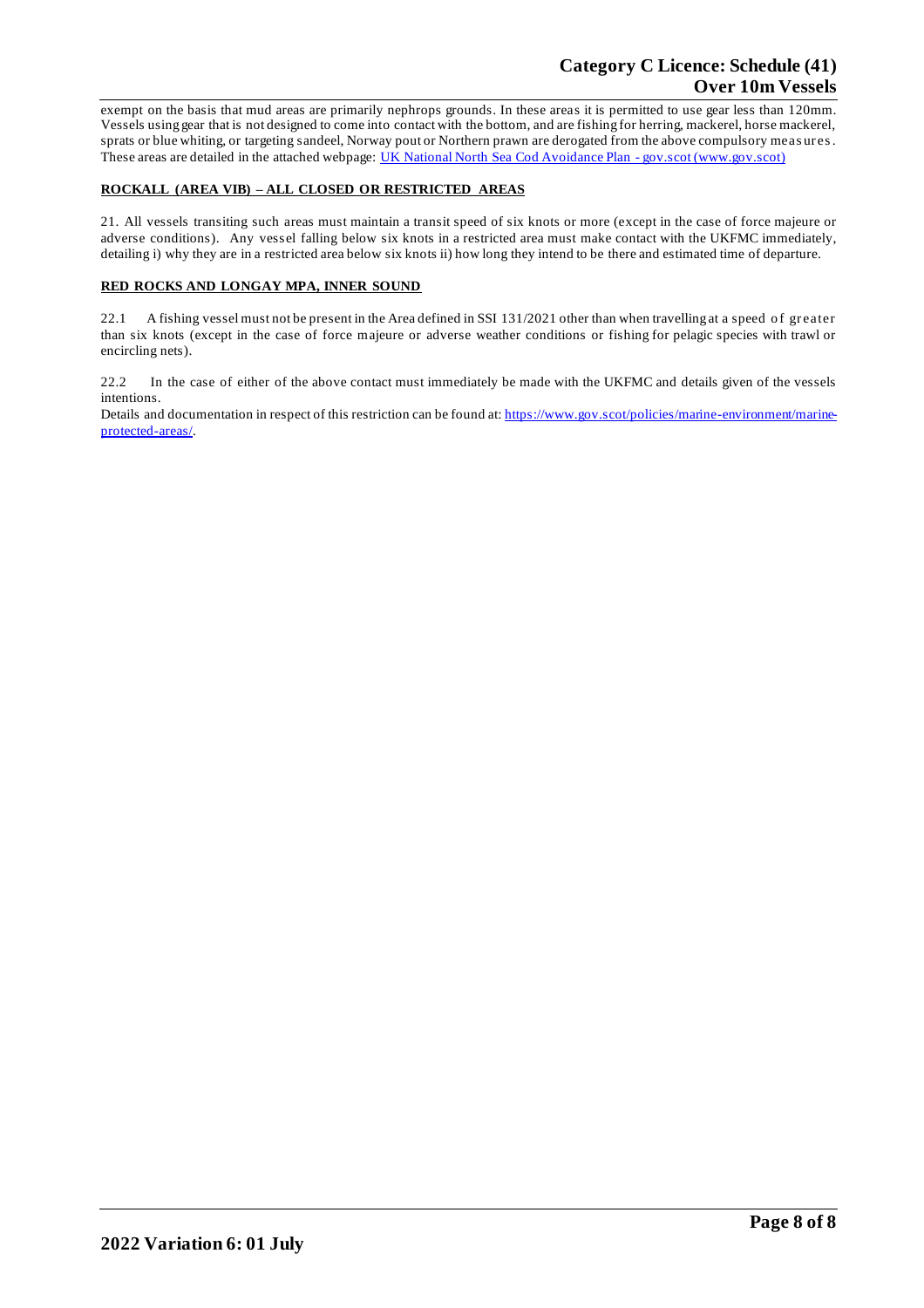exempt on the basis that mud areas are primarily nephrops grounds. In these areas it is permitted to use gear less than 120mm. Vessels using gear that is not designed to come into contact with the bottom, and are fishing for herring, mackerel, horse mackerel, sprats or blue whiting, or targeting sandeel, Norway pout or Northern prawn are derogated from the above compulsory measures. These areas are detailed in the attached webpage: [UK National North Sea Cod Avoidance Plan - gov.scot (www.gov.scot)](https://www.gov.scot)

**ROCKALL (AREA VIB) – ALL CLOSED OR RESTRICTED AREAS**

21. All vessels transiting such areas must maintain a transit speed of six knots or more (except in the case of force majeure or adverse conditions). Any vessel falling below six knots in a restricted area must make contact with the UKFMC immediately, detailing i) why they are in a restricted area below six knots ii) how long they intend to be there and estimated time of departure.

**RED ROCKS AND LONGAY MPA, INNER SOUND**

22.1 A fishing vessel must not be present in the Area defined in SSI 131/2021 other than when travelling at a speed of greater than six knots (except in the case of force majeure or adverse weather conditions or fishing for pelagic species with trawl or encircling nets).

22.2 In the case of either of the above contact must immediately be made with the UKFMC and details given of the vessels intentions.

Details and documentation in respect of this restriction can be found at: [https://www.gov.scot/policies/marine-environment/marine-protected-areas/](https://www.gov.scot/policies/marine-environment/marine-protected-areas/).